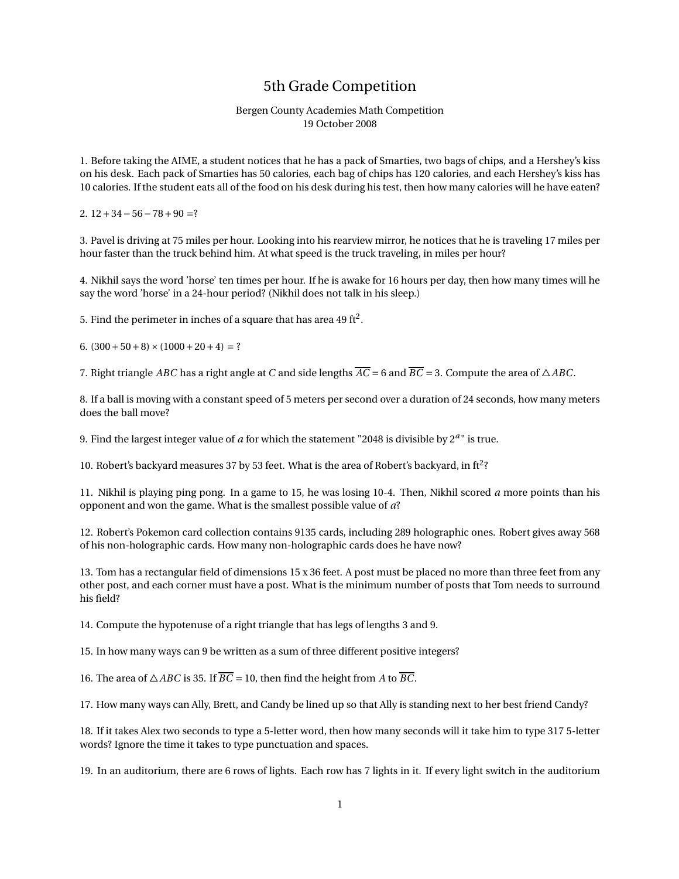# 5th Grade Competition

Bergen County Academies Math Competition
19 October 2008

1. Before taking the AIME, a student notices that he has a pack of Smarties, two bags of chips, and a Hershey's kiss on his desk. Each pack of Smarties has 50 calories, each bag of chips has 120 calories, and each Hershey's kiss has 10 calories. If the student eats all of the food on his desk during his test, then how many calories will he have eaten?

2. $12+34-56-78+90=?$

3. Pavel is driving at 75 miles per hour. Looking into his rearview mirror, he notices that he is traveling 17 miles per hour faster than the truck behind him. At what speed is the truck traveling, in miles per hour?

4. Nikhil says the word 'horse' ten times per hour. If he is awake for 16 hours per day, then how many times will he say the word 'horse' in a 24-hour period? (Nikhil does not talk in his sleep.)

5. Find the perimeter in inches of a square that has area 49 $\text{ft}^2$.

6. $(300+50+8)\times(1000+20+4)=?$

7. Right triangle $ABC$ has a right angle at $C$ and side lengths $\overline{AC}=6$ and $\overline{BC}=3$. Compute the area of $\triangle ABC$.

8. If a ball is moving with a constant speed of 5 meters per second over a duration of 24 seconds, how many meters does the ball move?

9. Find the largest integer value of $a$ for which the statement "2048 is divisible by $2^a$" is true.

10. Robert's backyard measures 37 by 53 feet. What is the area of Robert's backyard, in $\text{ft}^2$?

11. Nikhil is playing ping pong. In a game to 15, he was losing 10-4. Then, Nikhil scored $a$ more points than his opponent and won the game. What is the smallest possible value of $a$?

12. Robert's Pokemon card collection contains 9135 cards, including 289 holographic ones. Robert gives away 568 of his non-holographic cards. How many non-holographic cards does he have now?

13. Tom has a rectangular field of dimensions 15 x 36 feet. A post must be placed no more than three feet from any other post, and each corner must have a post. What is the minimum number of posts that Tom needs to surround his field?

14. Compute the hypotenuse of a right triangle that has legs of lengths 3 and 9.

15. In how many ways can 9 be written as a sum of three different positive integers?

16. The area of $\triangle ABC$ is 35. If $\overline{BC}=10$, then find the height from $A$ to $\overline{BC}$.

17. How many ways can Ally, Brett, and Candy be lined up so that Ally is standing next to her best friend Candy?

18. If it takes Alex two seconds to type a 5-letter word, then how many seconds will it take him to type 317 5-letter words? Ignore the time it takes to type punctuation and spaces.

19. In an auditorium, there are 6 rows of lights. Each row has 7 lights in it. If every light switch in the auditorium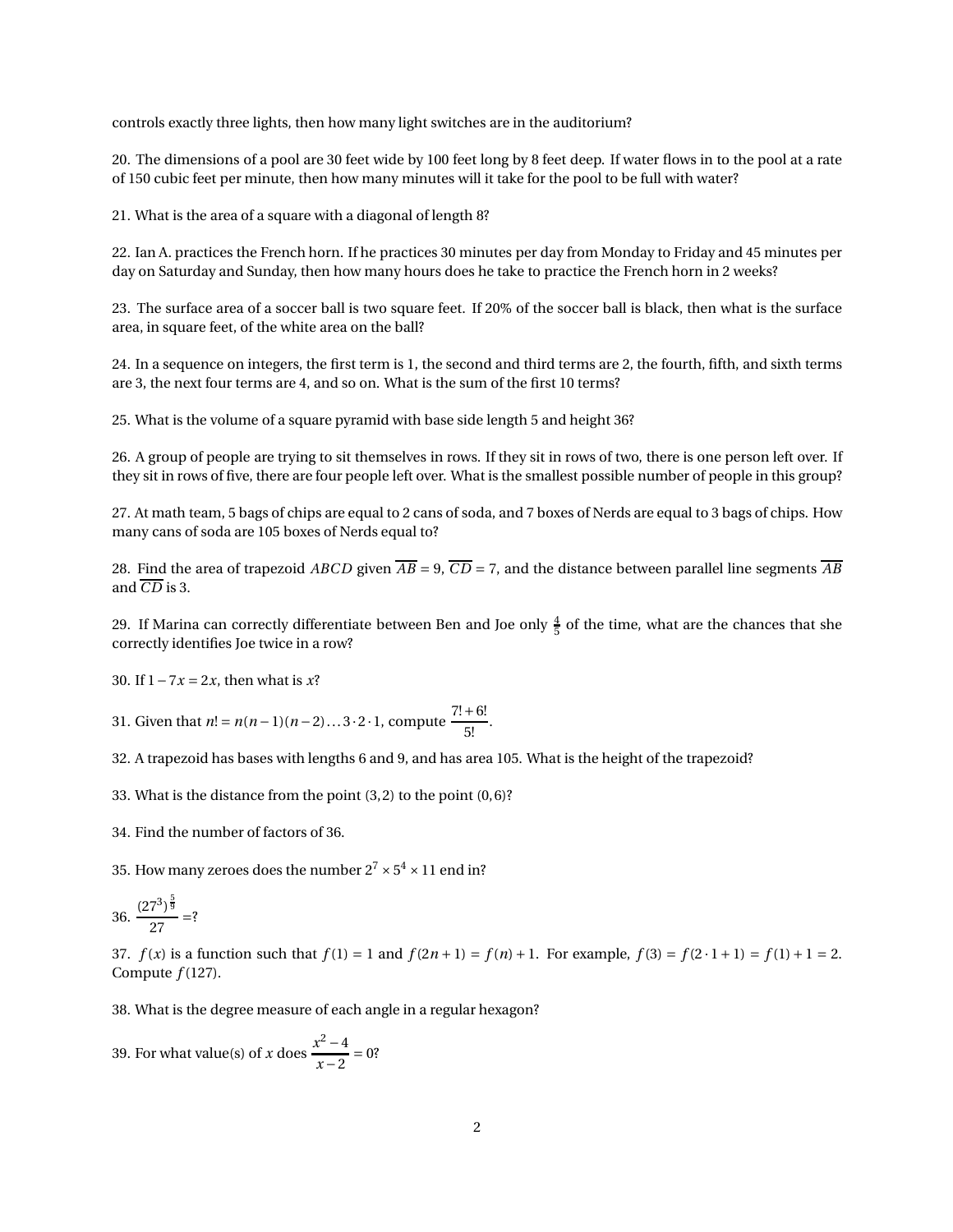controls exactly three lights, then how many light switches are in the auditorium?

20. The dimensions of a pool are 30 feet wide by 100 feet long by 8 feet deep. If water flows in to the pool at a rate of 150 cubic feet per minute, then how many minutes will it take for the pool to be full with water?

21. What is the area of a square with a diagonal of length 8?

22. Ian A. practices the French horn. If he practices 30 minutes per day from Monday to Friday and 45 minutes per day on Saturday and Sunday, then how many hours does he take to practice the French horn in 2 weeks?

23. The surface area of a soccer ball is two square feet. If 20% of the soccer ball is black, then what is the surface area, in square feet, of the white area on the ball?

24. In a sequence on integers, the first term is 1, the second and third terms are 2, the fourth, fifth, and sixth terms are 3, the next four terms are 4, and so on. What is the sum of the first 10 terms?

25. What is the volume of a square pyramid with base side length 5 and height 36?

26. A group of people are trying to sit themselves in rows. If they sit in rows of two, there is one person left over. If they sit in rows of five, there are four people left over. What is the smallest possible number of people in this group?

27. At math team, 5 bags of chips are equal to 2 cans of soda, and 7 boxes of Nerds are equal to 3 bags of chips. How many cans of soda are 105 boxes of Nerds equal to?

28. Find the area of trapezoid $ABCD$ given $\overline{AB} = 9$, $\overline{CD} = 7$, and the distance between parallel line segments $\overline{AB}$ and $\overline{CD}$ is 3.

29. If Marina can correctly differentiate between Ben and Joe only $\frac{4}{5}$ of the time, what are the chances that she correctly identifies Joe twice in a row?

30. If $1 - 7x = 2x$, then what is $x$?

31. Given that $n! = n(n-1)(n-2)\ldots 3 \cdot 2 \cdot 1$, compute $\dfrac{7! + 6!}{5!}$.

32. A trapezoid has bases with lengths 6 and 9, and has area 105. What is the height of the trapezoid?

33. What is the distance from the point $(3, 2)$ to the point $(0, 6)$?

34. Find the number of factors of 36.

35. How many zeroes does the number $2^7 \times 5^4 \times 11$ end in?

36. $\dfrac{(27^3)^{\frac{5}{9}}}{27} = ?$

37. $f(x)$ is a function such that $f(1) = 1$ and $f(2n+1) = f(n) + 1$. For example, $f(3) = f(2 \cdot 1 + 1) = f(1) + 1 = 2$. Compute $f(127)$.

38. What is the degree measure of each angle in a regular hexagon?

39. For what value(s) of $x$ does $\dfrac{x^2 - 4}{x - 2} = 0$?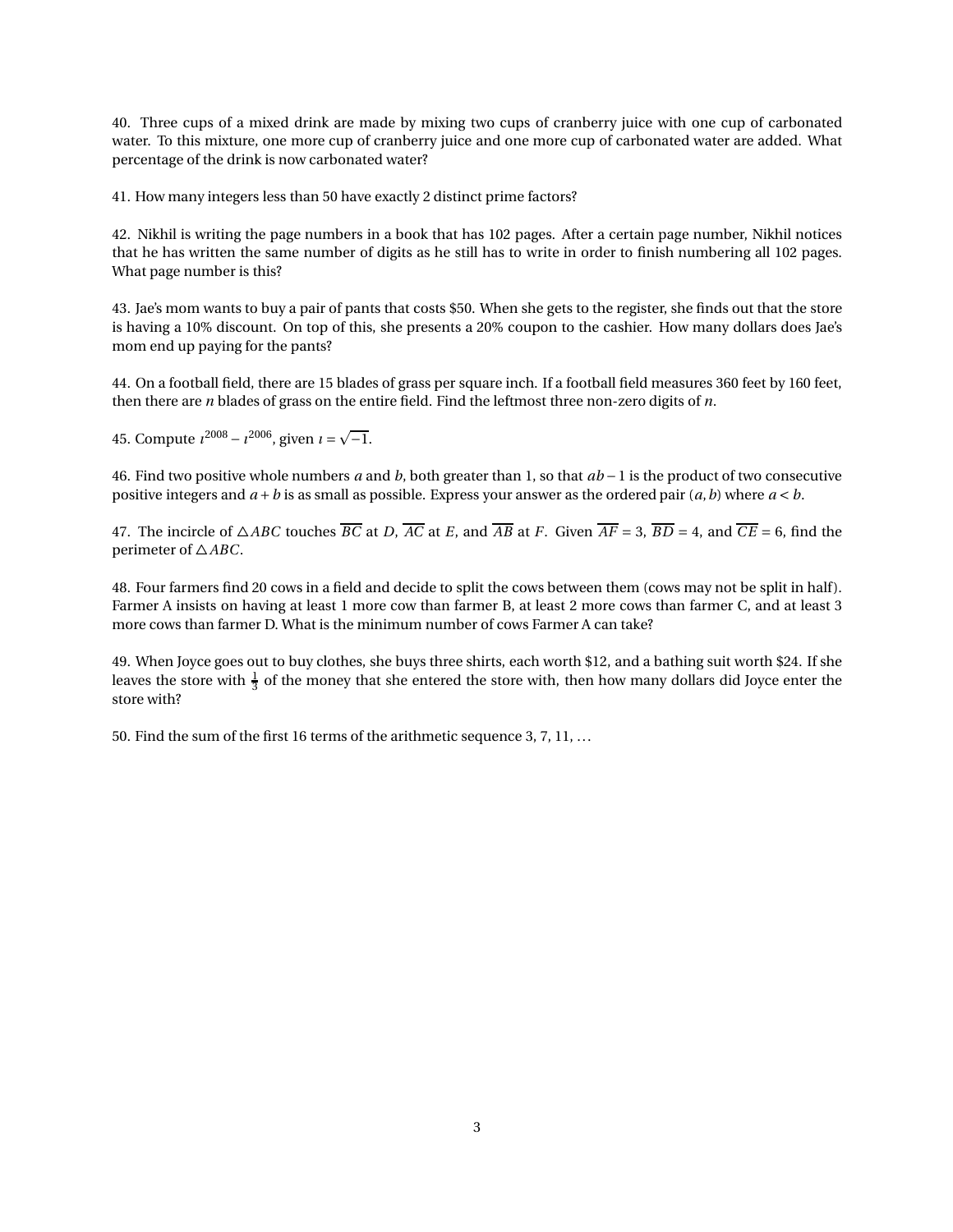40. Three cups of a mixed drink are made by mixing two cups of cranberry juice with one cup of carbonated water. To this mixture, one more cup of cranberry juice and one more cup of carbonated water are added. What percentage of the drink is now carbonated water?

41. How many integers less than 50 have exactly 2 distinct prime factors?

42. Nikhil is writing the page numbers in a book that has 102 pages. After a certain page number, Nikhil notices that he has written the same number of digits as he still has to write in order to finish numbering all 102 pages. What page number is this?

43. Jae's mom wants to buy a pair of pants that costs $50. When she gets to the register, she finds out that the store is having a 10% discount. On top of this, she presents a 20% coupon to the cashier. How many dollars does Jae's mom end up paying for the pants?

44. On a football field, there are 15 blades of grass per square inch. If a football field measures 360 feet by 160 feet, then there are $n$ blades of grass on the entire field. Find the leftmost three non-zero digits of $n$.

45. Compute $\imath^{2008} - \imath^{2006}$, given $\imath = \sqrt{-1}$.

46. Find two positive whole numbers $a$ and $b$, both greater than 1, so that $ab - 1$ is the product of two consecutive positive integers and $a + b$ is as small as possible. Express your answer as the ordered pair $(a, b)$ where $a < b$.

47. The incircle of $\triangle ABC$ touches $\overline{BC}$ at $D$, $\overline{AC}$ at $E$, and $\overline{AB}$ at $F$. Given $\overline{AF} = 3$, $\overline{BD} = 4$, and $\overline{CE} = 6$, find the perimeter of $\triangle ABC$.

48. Four farmers find 20 cows in a field and decide to split the cows between them (cows may not be split in half). Farmer A insists on having at least 1 more cow than farmer B, at least 2 more cows than farmer C, and at least 3 more cows than farmer D. What is the minimum number of cows Farmer A can take?

49. When Joyce goes out to buy clothes, she buys three shirts, each worth $12, and a bathing suit worth $24. If she leaves the store with $\frac{1}{3}$ of the money that she entered the store with, then how many dollars did Joyce enter the store with?

50. Find the sum of the first 16 terms of the arithmetic sequence 3, 7, 11, ...